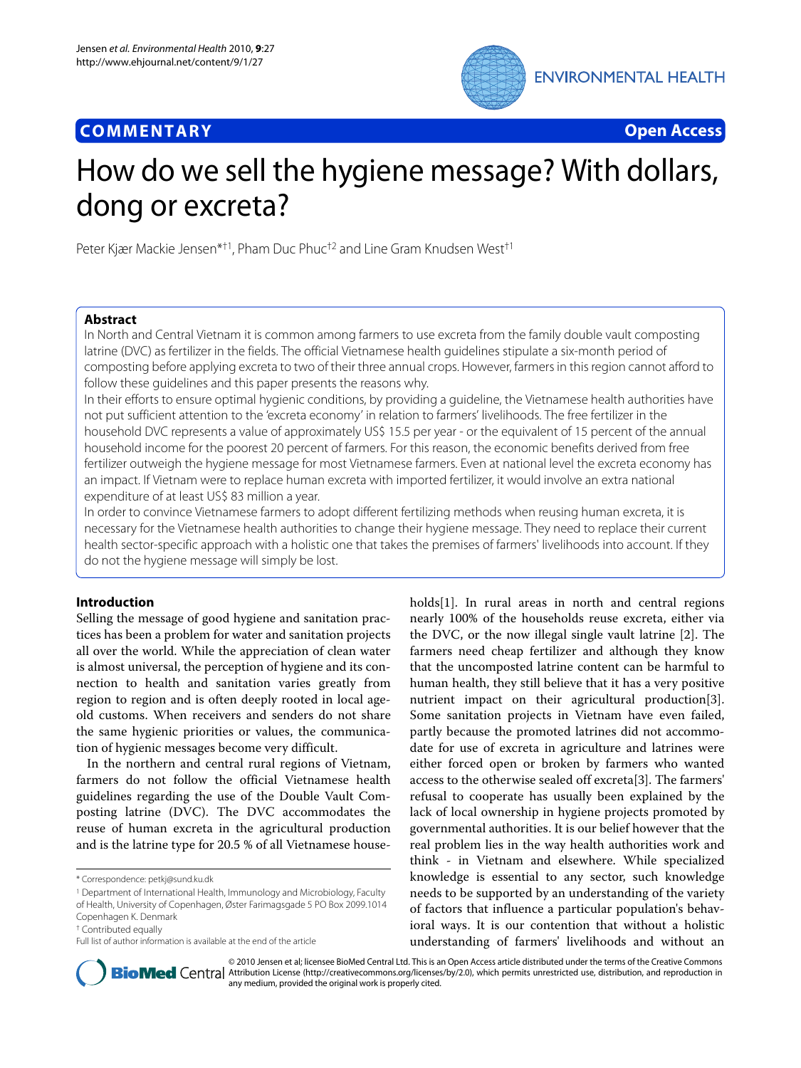**COMMENTARY** **Open Access**

# How do we sell the hygiene message? With dollars, dong or excreta?

Peter Kjær Mackie Jensen*†1, Pham Duc Phuc†2 and Line Gram Knudsen West†1

## Abstract

In North and Central Vietnam it is common among farmers to use excreta from the family double vault composting latrine (DVC) as fertilizer in the fields. The official Vietnamese health guidelines stipulate a six-month period of composting before applying excreta to two of their three annual crops. However, farmers in this region cannot afford to follow these guidelines and this paper presents the reasons why.

In their efforts to ensure optimal hygienic conditions, by providing a guideline, the Vietnamese health authorities have not put sufficient attention to the 'excreta economy' in relation to farmers' livelihoods. The free fertilizer in the household DVC represents a value of approximately US$ 15.5 per year - or the equivalent of 15 percent of the annual household income for the poorest 20 percent of farmers. For this reason, the economic benefits derived from free fertilizer outweigh the hygiene message for most Vietnamese farmers. Even at national level the excreta economy has an impact. If Vietnam were to replace human excreta with imported fertilizer, it would involve an extra national expenditure of at least US$ 83 million a year.

In order to convince Vietnamese farmers to adopt different fertilizing methods when reusing human excreta, it is necessary for the Vietnamese health authorities to change their hygiene message. They need to replace their current health sector-specific approach with a holistic one that takes the premises of farmers' livelihoods into account. If they do not the hygiene message will simply be lost.

## Introduction

Selling the message of good hygiene and sanitation practices has been a problem for water and sanitation projects all over the world. While the appreciation of clean water is almost universal, the perception of hygiene and its connection to health and sanitation varies greatly from region to region and is often deeply rooted in local age-old customs. When receivers and senders do not share the same hygienic priorities or values, the communication of hygienic messages become very difficult.

In the northern and central rural regions of Vietnam, farmers do not follow the official Vietnamese health guidelines regarding the use of the Double Vault Composting latrine (DVC). The DVC accommodates the reuse of human excreta in the agricultural production and is the latrine type for 20.5 % of all Vietnamese households[1]. In rural areas in north and central regions nearly 100% of the households reuse excreta, either via the DVC, or the now illegal single vault latrine [2]. The farmers need cheap fertilizer and although they know that the uncomposted latrine content can be harmful to human health, they still believe that it has a very positive nutrient impact on their agricultural production[3]. Some sanitation projects in Vietnam have even failed, partly because the promoted latrines did not accommodate for use of excreta in agriculture and latrines were either forced open or broken by farmers who wanted access to the otherwise sealed off excreta[3]. The farmers' refusal to cooperate has usually been explained by the lack of local ownership in hygiene projects promoted by governmental authorities. It is our belief however that the real problem lies in the way health authorities work and think - in Vietnam and elsewhere. While specialized knowledge is essential to any sector, such knowledge needs to be supported by an understanding of the variety of factors that influence a particular population's behavioral ways. It is our contention that without a holistic understanding of farmers' livelihoods and without an

\* Correspondence: petkj@sund.ku.dk

[1] Department of International Health, Immunology and Microbiology, Faculty of Health, University of Copenhagen, Øster Farimagsgade 5 PO Box 2099.1014 Copenhagen K. Denmark

† Contributed equally

Full list of author information is available at the end of the article

© 2010 Jensen et al; licensee BioMed Central Ltd. This is an Open Access article distributed under the terms of the Creative Commons Attribution License (http://creativecommons.org/licenses/by/2.0), which permits unrestricted use, distribution, and reproduction in any medium, provided the original work is properly cited.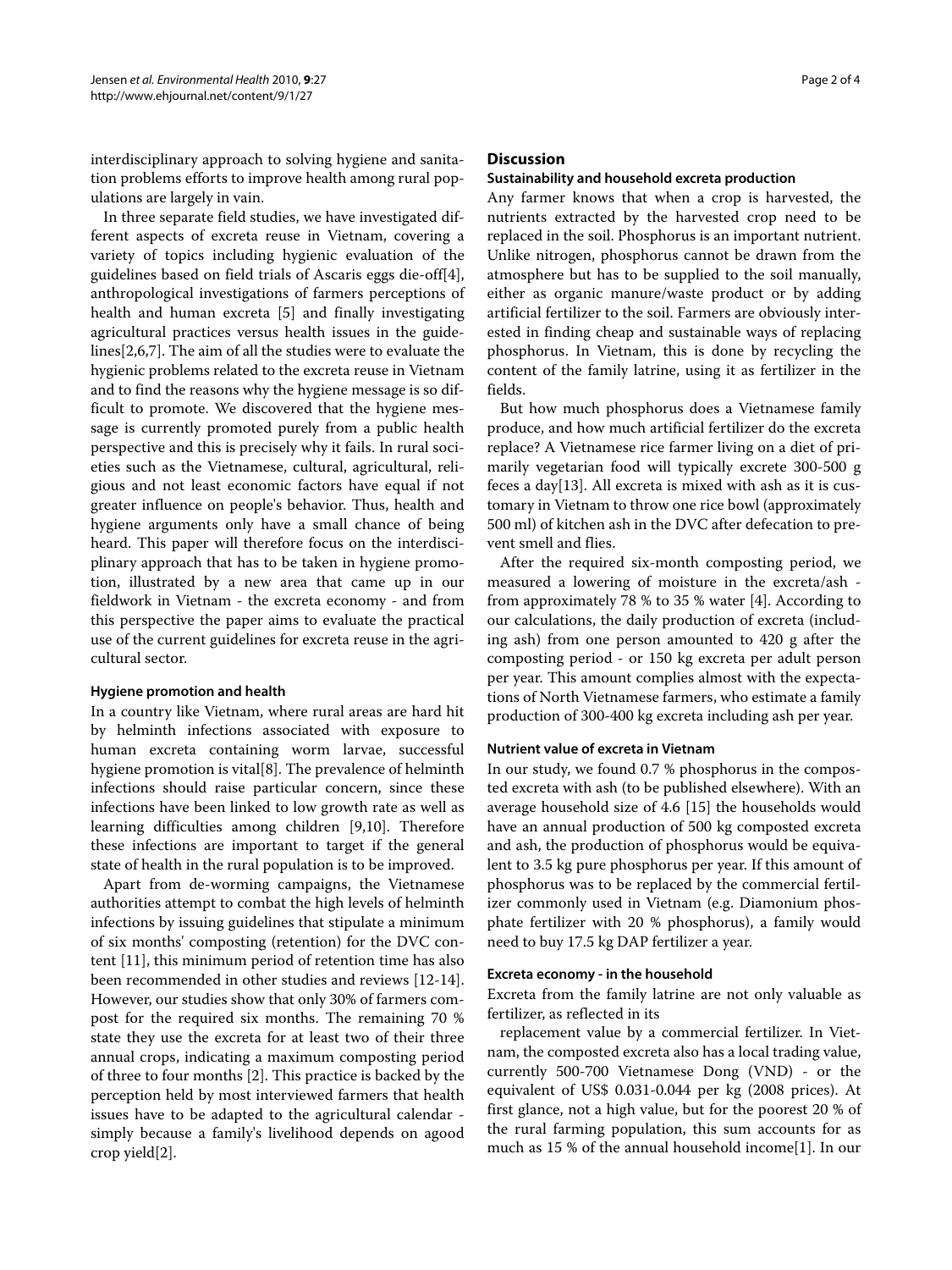interdisciplinary approach to solving hygiene and sanitation problems efforts to improve health among rural populations are largely in vain.

In three separate field studies, we have investigated different aspects of excreta reuse in Vietnam, covering a variety of topics including hygienic evaluation of the guidelines based on field trials of Ascaris eggs die-off[4], anthropological investigations of farmers perceptions of health and human excreta [5] and finally investigating agricultural practices versus health issues in the guidelines[2,6,7]. The aim of all the studies were to evaluate the hygienic problems related to the excreta reuse in Vietnam and to find the reasons why the hygiene message is so difficult to promote. We discovered that the hygiene message is currently promoted purely from a public health perspective and this is precisely why it fails. In rural societies such as the Vietnamese, cultural, agricultural, religious and not least economic factors have equal if not greater influence on people's behavior. Thus, health and hygiene arguments only have a small chance of being heard. This paper will therefore focus on the interdisciplinary approach that has to be taken in hygiene promotion, illustrated by a new area that came up in our fieldwork in Vietnam - the excreta economy - and from this perspective the paper aims to evaluate the practical use of the current guidelines for excreta reuse in the agricultural sector.

#### Hygiene promotion and health

In a country like Vietnam, where rural areas are hard hit by helminth infections associated with exposure to human excreta containing worm larvae, successful hygiene promotion is vital[8]. The prevalence of helminth infections should raise particular concern, since these infections have been linked to low growth rate as well as learning difficulties among children [9,10]. Therefore these infections are important to target if the general state of health in the rural population is to be improved.

Apart from de-worming campaigns, the Vietnamese authorities attempt to combat the high levels of helminth infections by issuing guidelines that stipulate a minimum of six months' composting (retention) for the DVC content [11], this minimum period of retention time has also been recommended in other studies and reviews [12-14]. However, our studies show that only 30% of farmers compost for the required six months. The remaining 70 % state they use the excreta for at least two of their three annual crops, indicating a maximum composting period of three to four months [2]. This practice is backed by the perception held by most interviewed farmers that health issues have to be adapted to the agricultural calendar - simply because a family's livelihood depends on agood crop yield[2].

## Discussion

#### Sustainability and household excreta production

Any farmer knows that when a crop is harvested, the nutrients extracted by the harvested crop need to be replaced in the soil. Phosphorus is an important nutrient. Unlike nitrogen, phosphorus cannot be drawn from the atmosphere but has to be supplied to the soil manually, either as organic manure/waste product or by adding artificial fertilizer to the soil. Farmers are obviously interested in finding cheap and sustainable ways of replacing phosphorus. In Vietnam, this is done by recycling the content of the family latrine, using it as fertilizer in the fields.

But how much phosphorus does a Vietnamese family produce, and how much artificial fertilizer do the excreta replace? A Vietnamese rice farmer living on a diet of primarily vegetarian food will typically excrete 300-500 g feces a day[13]. All excreta is mixed with ash as it is customary in Vietnam to throw one rice bowl (approximately 500 ml) of kitchen ash in the DVC after defecation to prevent smell and flies.

After the required six-month composting period, we measured a lowering of moisture in the excreta/ash - from approximately 78 % to 35 % water [4]. According to our calculations, the daily production of excreta (including ash) from one person amounted to 420 g after the composting period - or 150 kg excreta per adult person per year. This amount complies almost with the expectations of North Vietnamese farmers, who estimate a family production of 300-400 kg excreta including ash per year.

#### Nutrient value of excreta in Vietnam

In our study, we found 0.7 % phosphorus in the composted excreta with ash (to be published elsewhere). With an average household size of 4.6 [15] the households would have an annual production of 500 kg composted excreta and ash, the production of phosphorus would be equivalent to 3.5 kg pure phosphorus per year. If this amount of phosphorus was to be replaced by the commercial fertilizer commonly used in Vietnam (e.g. Diamonium phosphate fertilizer with 20 % phosphorus), a family would need to buy 17.5 kg DAP fertilizer a year.

#### Excreta economy - in the household

Excreta from the family latrine are not only valuable as fertilizer, as reflected in its

replacement value by a commercial fertilizer. In Vietnam, the composted excreta also has a local trading value, currently 500-700 Vietnamese Dong (VND) - or the equivalent of US$ 0.031-0.044 per kg (2008 prices). At first glance, not a high value, but for the poorest 20 % of the rural farming population, this sum accounts for as much as 15 % of the annual household income[1]. In our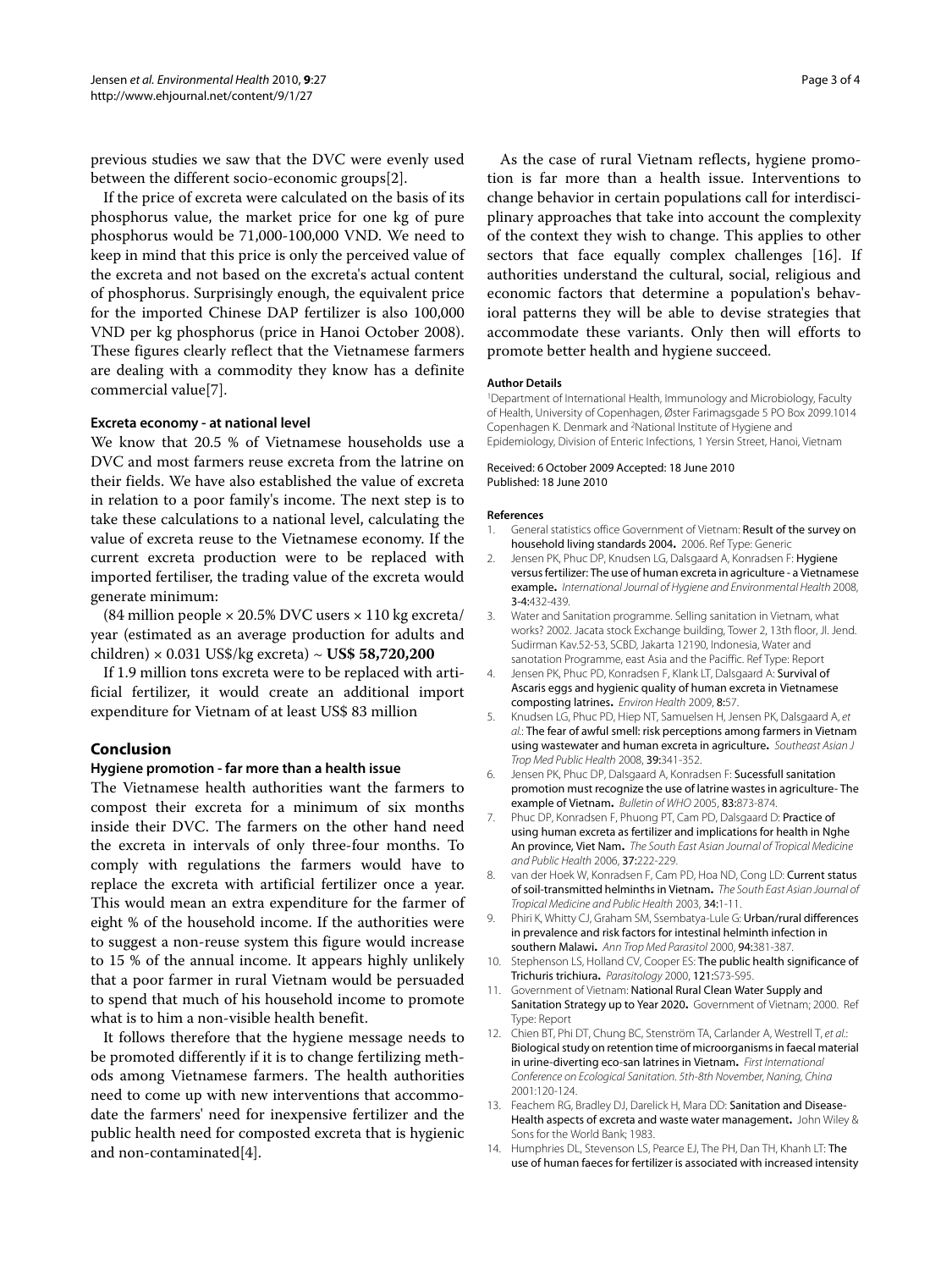previous studies we saw that the DVC were evenly used between the different socio-economic groups[2].

If the price of excreta were calculated on the basis of its phosphorus value, the market price for one kg of pure phosphorus would be 71,000-100,000 VND. We need to keep in mind that this price is only the perceived value of the excreta and not based on the excreta's actual content of phosphorus. Surprisingly enough, the equivalent price for the imported Chinese DAP fertilizer is also 100,000 VND per kg phosphorus (price in Hanoi October 2008). These figures clearly reflect that the Vietnamese farmers are dealing with a commodity they know has a definite commercial value[7].

#### Excreta economy - at national level

We know that 20.5 % of Vietnamese households use a DVC and most farmers reuse excreta from the latrine on their fields. We have also established the value of excreta in relation to a poor family's income. The next step is to take these calculations to a national level, calculating the value of excreta reuse to the Vietnamese economy. If the current excreta production were to be replaced with imported fertiliser, the trading value of the excreta would generate minimum:

(84 million people × 20.5% DVC users × 110 kg excreta/year (estimated as an average production for adults and children) × 0.031 US$/kg excreta) ~ **US$ 58,720,200**

If 1.9 million tons excreta were to be replaced with artificial fertilizer, it would create an additional import expenditure for Vietnam of at least US$ 83 million

## Conclusion

#### Hygiene promotion - far more than a health issue

The Vietnamese health authorities want the farmers to compost their excreta for a minimum of six months inside their DVC. The farmers on the other hand need the excreta in intervals of only three-four months. To comply with regulations the farmers would have to replace the excreta with artificial fertilizer once a year. This would mean an extra expenditure for the farmer of eight % of the household income. If the authorities were to suggest a non-reuse system this figure would increase to 15 % of the annual income. It appears highly unlikely that a poor farmer in rural Vietnam would be persuaded to spend that much of his household income to promote what is to him a non-visible health benefit.

It follows therefore that the hygiene message needs to be promoted differently if it is to change fertilizing methods among Vietnamese farmers. The health authorities need to come up with new interventions that accommodate the farmers' need for inexpensive fertilizer and the public health need for composted excreta that is hygienic and non-contaminated[4].

As the case of rural Vietnam reflects, hygiene promotion is far more than a health issue. Interventions to change behavior in certain populations call for interdisciplinary approaches that take into account the complexity of the context they wish to change. This applies to other sectors that face equally complex challenges [16]. If authorities understand the cultural, social, religious and economic factors that determine a population's behavioral patterns they will be able to devise strategies that accommodate these variants. Only then will efforts to promote better health and hygiene succeed.

#### Author Details

[1]Department of International Health, Immunology and Microbiology, Faculty of Health, University of Copenhagen, Øster Farimagsgade 5 PO Box 2099.1014 Copenhagen K. Denmark and [2]National Institute of Hygiene and Epidemiology, Division of Enteric Infections, 1 Yersin Street, Hanoi, Vietnam

Received: 6 October 2009 Accepted: 18 June 2010
Published: 18 June 2010

#### References

1. General statistics office Government of Vietnam: **Result of the survey on household living standards 2004.** 2006. Ref Type: Generic
2. Jensen PK, Phuc DP, Knudsen LG, Dalsgaard A, Konradsen F: **Hygiene versus fertilizer: The use of human excreta in agriculture - a Vietnamese example.** *International Journal of Hygiene and Environmental Health* 2008, **3-4**:432-439.
3. Water and Sanitation programme. Selling sanitation in Vietnam, what works? 2002. Jacata stock Exchange building, Tower 2, 13th floor, Jl. Jend. Sudirman Kav.52-53, SCBD, Jakarta 12190, Indonesia, Water and sanotation Programme, east Asia and the Paciffic. Ref Type: Report
4. Jensen PK, Phuc DP, Konradsen F, Klank LT, Dalsgaard A: **Survival of Ascaris eggs and hygienic quality of human excreta in Vietnamese composting latrines.** *Environ Health* 2009, **8**:57.
5. Knudsen LG, Phuc PD, Hiep NT, Samuelsen H, Jensen PK, Dalsgaard A, *et al.*: **The fear of awful smell: risk perceptions among farmers in Vietnam using wastewater and human excreta in agriculture.** *Southeast Asian J Trop Med Public Health* 2008, **39**:341-352.
6. Jensen PK, Phuc DP, Dalsgaard A, Konradsen F: **Sucessfull sanitation promotion must recognize the use of latrine wastes in agriculture- The example of Vietnam.** *Bulletin of WHO* 2005, **83**:873-874.
7. Phuc DP, Konradsen F, Phuong PT, Cam PD, Dalsgaard D: **Practice of using human excreta as fertilizer and implications for health in Nghe An province, Viet Nam.** *The South East Asian Journal of Tropical Medicine and Public Health* 2006, **37**:222-229.
8. van der Hoek W, Konradsen F, Cam PD, Hoa ND, Cong LD: **Current status of soil-transmitted helminths in Vietnam.** *The South East Asian Journal of Tropical Medicine and Public Health* 2003, **34**:1-11.
9. Phiri K, Whitty CJ, Graham SM, Ssembatya-Lule G: **Urban/rural differences in prevalence and risk factors for intestinal helminth infection in southern Malawi.** *Ann Trop Med Parasitol* 2000, **94**:381-387.
10. Stephenson LS, Holland CV, Cooper ES: **The public health significance of Trichuris trichiura.** *Parasitology* 2000, **121**:S73-S95.
11. Government of Vietnam: **National Rural Clean Water Supply and Sanitation Strategy up to Year 2020.** Government of Vietnam; 2000. Ref Type: Report
12. Chien BT, Phi DT, Chung BC, Stenström TA, Carlander A, Westrell T, *et al.*: **Biological study on retention time of microorganisms in faecal material in urine-diverting eco-san latrines in Vietnam.** *First International Conference on Ecological Sanitation. 5th-8th November, Naning, China* 2001:120-124.
13. Feachem RG, Bradley DJ, Darelick H, Mara DD: **Sanitation and Disease-Health aspects of excreta and waste water management.** John Wiley & Sons for the World Bank; 1983.
14. Humphries DL, Stevenson LS, Pearce EJ, The PH, Dan TH, Khanh LT: **The use of human faeces for fertilizer is associated with increased intensity**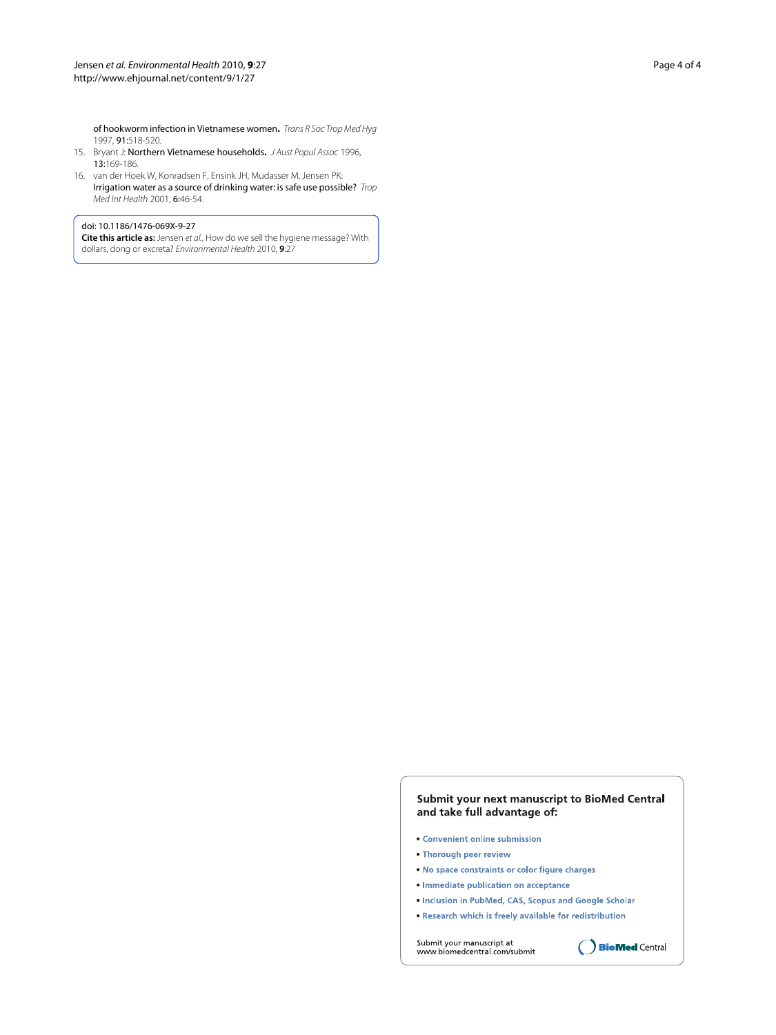of hookworm infection in Vietnamese women. *Trans R Soc Trop Med Hyg* 1997, **91**:518-520.

15. Bryant J: **Northern Vietnamese households.** *J Aust Popul Assoc* 1996, **13**:169-186.
16. van der Hoek W, Konradsen F, Ensink JH, Mudasser M, Jensen PK: **Irrigation water as a source of drinking water: is safe use possible?** *Trop Med Int Health* 2001, **6**:46-54.

doi: 10.1186/1476-069X-9-27
**Cite this article as:** Jensen *et al.*, How do we sell the hygiene message? With dollars, dong or excreta? *Environmental Health* 2010, **9**:27

**Submit your next manuscript to BioMed Central and take full advantage of:**

- Convenient online submission
- Thorough peer review
- No space constraints or color figure charges
- Immediate publication on acceptance
- Inclusion in PubMed, CAS, Scopus and Google Scholar
- Research which is freely available for redistribution

Submit your manuscript at
www.biomedcentral.com/submit

BioMed Central